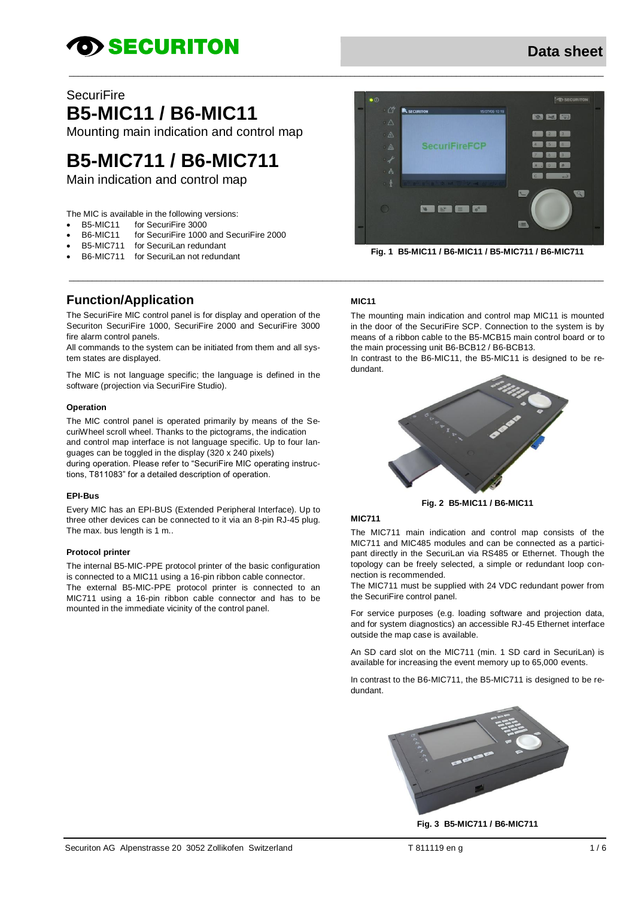Data sheet

SecuriFire

# B5-MIC11 / B6-MIC11

Mounting main indication and control map

# B5-MIC711 / B6-MIC711

Main indication and control map

The MIC is available in the following versions:

- B5-MIC11 for SecuriFire 3000
- B6-MIC11 for SecuriFire 1000 and SecuriFire 2000
- B5-MIC711 for SecuriLan redundant
- B6-MIC711 for SecuriLan not redundant

Fig. 1 B5-MIC11 / B6-MIC11 / B5-MIC711 / B6-MIC711

## Function/Application

The SecuriFire MIC control panel is for display and operation of the Securiton SecuriFire 1000, SecuriFire 2000 and SecuriFire 3000 fire alarm control panels.

All commands to the system can be initiated from them and all system states are displayed.

The MIC is not language specific; the language is defined in the software (projection via SecuriFire Studio).

### Operation

The MIC control panel is operated primarily by means of the SecuriWheel scroll wheel. Thanks to the pictograms, the indication and control map interface is not language specific. Up to four languages can be toggled in the display (320 x 240 pixels) during operation. Please refer to "SecuriFire MIC operating instructions, T811083" for a detailed description of operation.

### EPI-Bus

Every MIC has an EPI-BUS (Extended Peripheral Interface). Up to three other devices can be connected to it via an 8-pin RJ-45 plug. The max. bus length is 1 m..

### Protocol printer

The internal B5-MIC-PPE protocol printer of the basic configuration is connected to a MIC11 using a 16-pin ribbon cable connector.

The external B5-MIC-PPE protocol printer is connected to an MIC711 using a 16-pin ribbon cable connector and has to be mounted in the immediate vicinity of the control panel.

### MIC11

The mounting main indication and control map MIC11 is mounted in the door of the SecuriFire SCP. Connection to the system is by means of a ribbon cable to the B5-MCB15 main control board or to the main processing unit B6-BCB12 / B6-BCB13.

In contrast to the B6-MIC11, the B5-MIC11 is designed to be redundant.

Fig. 2 B5-MIC11 / B6-MIC11

### MIC711

The MIC711 main indication and control map consists of the MIC711 and MIC485 modules and can be connected as a participant directly in the SecuriLan via RS485 or Ethernet. Though the topology can be freely selected, a simple or redundant loop connection is recommended.

The MIC711 must be supplied with 24 VDC redundant power from the SecuriFire control panel.

For service purposes (e.g. loading software and projection data, and for system diagnostics) an accessible RJ-45 Ethernet interface outside the map case is available.

An SD card slot on the MIC711 (min. 1 SD card in SecuriLan) is available for increasing the event memory up to 65,000 events.

In contrast to the B6-MIC711, the B5-MIC711 is designed to be redundant.

Fig. 3 B5-MIC711 / B6-MIC711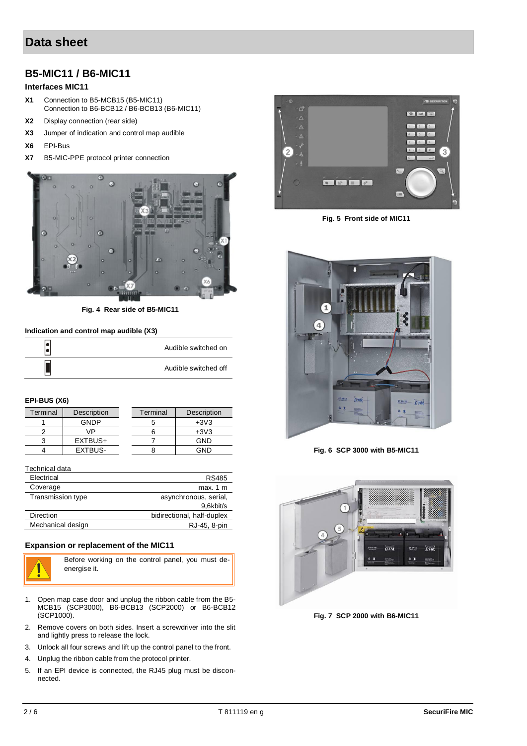# Data sheet

## B5-MIC11 / B6-MIC11

### Interfaces MIC11

**X1** Connection to B5-MCB15 (B5-MIC11)
Connection to B6-BCB12 / B6-BCB13 (B6-MIC11)

**X2** Display connection (rear side)

**X3** Jumper of indication and control map audible

**X6** EPI-Bus

**X7** B5-MIC-PPE protocol printer connection

**Fig. 4 Rear side of B5-MIC11**

**Fig. 5 Front side of MIC11**

**Fig. 6 SCP 3000 with B5-MIC11**

**Fig. 7 SCP 2000 with B6-MIC11**

### Indication and control map audible (X3)

| | |
|---|---|
| (jumper open) | Audible switched on |
| (jumper closed) | Audible switched off |

### EPI-BUS (X6)

| Terminal | Description |
|---|---|
| 1 | GNDP |
| 2 | VP |
| 3 | EXTBUS+ |
| 4 | EXTBUS- |

| Terminal | Description |
|---|---|
| 5 | +3V3 |
| 6 | +3V3 |
| 7 | GND |
| 8 | GND |

Technical data

| | |
|---|---|
| Electrical | RS485 |
| Coverage | max. 1 m |
| Transmission type | asynchronous, serial, 9,6kbit/s |
| Direction | bidirectional, half-duplex |
| Mechanical design | RJ-45, 8-pin |

### Expansion or replacement of the MIC11

Before working on the control panel, you must de-energise it.

1. Open map case door and unplug the ribbon cable from the B5-MCB15 (SCP3000), B6-BCB13 (SCP2000) or B6-BCB12 (SCP1000).
2. Remove covers on both sides. Insert a screwdriver into the slit and lightly press to release the lock.
3. Unlock all four screws and lift up the control panel to the front.
4. Unplug the ribbon cable from the protocol printer.
5. If an EPI device is connected, the RJ45 plug must be disconnected.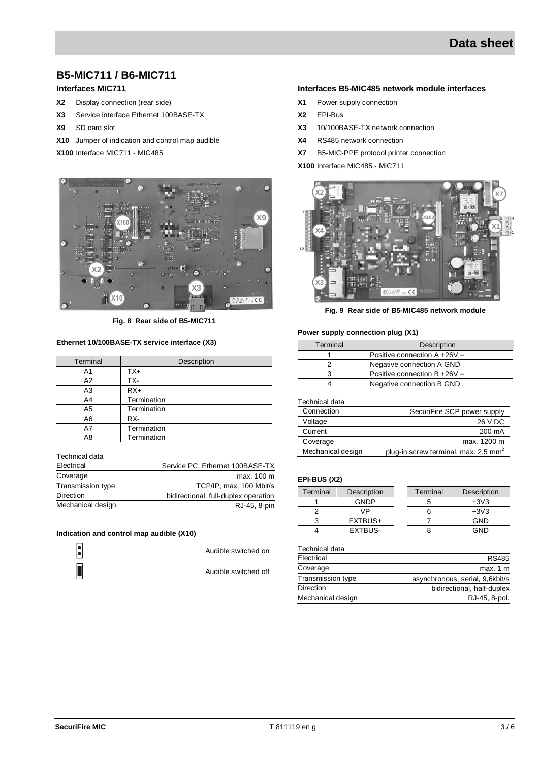# B5-MIC711 / B6-MIC711

## Interfaces MIC711

**X2** Display connection (rear side)

**X3** Service interface Ethernet 100BASE-TX

**X9** SD card slot

**X10** Jumper of indication and control map audible

**X100** Interface MIC711 - MIC485

**Fig. 8 Rear side of B5-MIC711**

### Ethernet 10/100BASE-TX service interface (X3)

| Terminal | Description |
|---|---|
| A1 | TX+ |
| A2 | TX- |
| A3 | RX+ |
| A4 | Termination |
| A5 | Termination |
| A6 | RX- |
| A7 | Termination |
| A8 | Termination |

| Technical data | |
|---|---|
| Electrical | Service PC, Ethernet 100BASE-TX |
| Coverage | max. 100 m |
| Transmission type | TCP/IP, max. 100 Mbit/s |
| Direction | bidirectional, full-duplex operation |
| Mechanical design | RJ-45, 8-pin |

### Indication and control map audible (X10)

| | |
|---|---|
| ⁝ | Audible switched on |
| ▮ | Audible switched off |

## Interfaces B5-MIC485 network module interfaces

**X1** Power supply connection

**X2** EPI-Bus

**X3** 10/100BASE-TX network connection

**X4** RS485 network connection

**X7** B5-MIC-PPE protocol printer connection

**X100** Interface MIC485 - MIC711

**Fig. 9 Rear side of B5-MIC485 network module**

### Power supply connection plug (X1)

| Terminal | Description |
|---|---|
| 1 | Positive connection A +26V = |
| 2 | Negative connection A GND |
| 3 | Positive connection B +26V = |
| 4 | Negative connection B GND |

| Technical data | |
|---|---|
| Connection | SecuriFire SCP power supply |
| Voltage | 26 V DC |
| Current | 200 mA |
| Coverage | max. 1200 m |
| Mechanical design | plug-in screw terminal, max. 2.5 mm$^2$ |

### EPI-BUS (X2)

| Terminal | Description | Terminal | Description |
|---|---|---|---|
| 1 | GNDP | 5 | +3V3 |
| 2 | VP | 6 | +3V3 |
| 3 | EXTBUS+ | 7 | GND |
| 4 | EXTBUS- | 8 | GND |

| Technical data | |
|---|---|
| Electrical | RS485 |
| Coverage | max. 1 m |
| Transmission type | asynchronous, serial, 9,6kbit/s |
| Direction | bidirectional, half-duplex |
| Mechanical design | RJ-45, 8-pol. |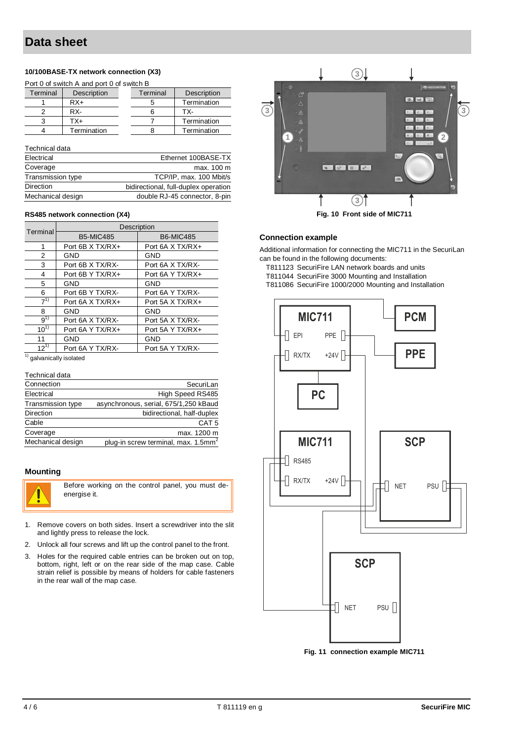# Data sheet

### 10/100BASE-TX network connection (X3)

Port 0 of switch A and port 0 of switch B

| Terminal | Description | Terminal | Description |
|---|---|---|---|
| 1 | RX+ | 5 | Termination |
| 2 | RX- | 6 | TX- |
| 3 | TX+ | 7 | Termination |
| 4 | Termination | 8 | Termination |

Technical data

| | |
|---|---|
| Electrical | Ethernet 100BASE-TX |
| Coverage | max. 100 m |
| Transmission type | TCP/IP, max. 100 Mbit/s |
| Direction | bidirectional, full-duplex operation |
| Mechanical design | double RJ-45 connector, 8-pin |

### RS485 network connection (X4)

| Terminal | Description | |
|---|---|---|
| | B5-MIC485 | B6-MIC485 |
| 1 | Port 6B X TX/RX+ | Port 6A X TX/RX+ |
| 2 | GND | GND |
| 3 | Port 6B X TX/RX- | Port 6A X TX/RX- |
| 4 | Port 6B Y TX/RX+ | Port 6A Y TX/RX+ |
| 5 | GND | GND |
| 6 | Port 6B Y TX/RX- | Port 6A Y TX/RX- |
| 7[1)] | Port 6A X TX/RX+ | Port 5A X TX/RX+ |
| 8 | GND | GND |
| 9[1)] | Port 6A X TX/RX- | Port 5A X TX/RX- |
| 10[1)] | Port 6A Y TX/RX+ | Port 5A Y TX/RX+ |
| 11 | GND | GND |
| 12[1)] | Port 6A Y TX/RX- | Port 5A Y TX/RX- |

[1)] galvanically isolated

Technical data

| | |
|---|---|
| Connection | SecuriLan |
| Electrical | High Speed RS485 |
| Transmission type | asynchronous, serial, 675/1,250 kBaud |
| Direction | bidirectional, half-duplex |
| Cable | CAT 5 |
| Coverage | max. 1200 m |
| Mechanical design | plug-in screw terminal, max. 1.5mm$^2$ |

### Mounting

Before working on the control panel, you must de-energise it.

1. Remove covers on both sides. Insert a screwdriver into the slit and lightly press to release the lock.
2. Unlock all four screws and lift up the control panel to the front.
3. Holes for the required cable entries can be broken out on top, bottom, right, left or on the rear side of the map case. Cable strain relief is possible by means of holders for cable fasteners in the rear wall of the map case.

**Fig. 10 Front side of MIC711**

### Connection example

Additional information for connecting the MIC711 in the SecuriLan can be found in the following documents:

T811123 SecuriFire LAN network boards and units
T811044 SecuriFire 3000 Mounting and Installation
T811086 SecuriFire 1000/2000 Mounting and Installation

**Fig. 11 connection example MIC711**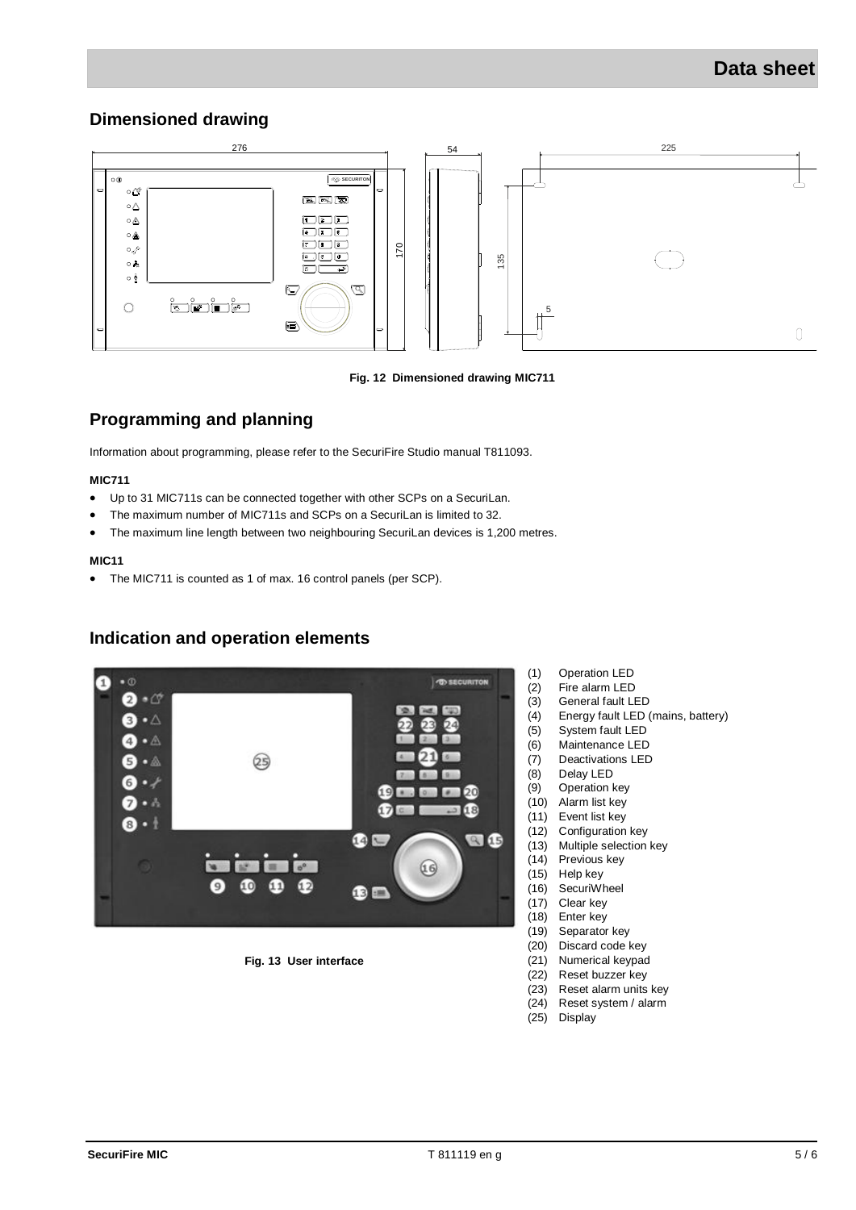## Dimensioned drawing

**Fig. 12 Dimensioned drawing MIC711**

## Programming and planning

Information about programming, please refer to the SecuriFire Studio manual T811093.

**MIC711**

- Up to 31 MIC711s can be connected together with other SCPs on a SecuriLan.
- The maximum number of MIC711s and SCPs on a SecuriLan is limited to 32.
- The maximum line length between two neighbouring SecuriLan devices is 1,200 metres.

**MIC11**

- The MIC711 is counted as 1 of max. 16 control panels (per SCP).

## Indication and operation elements

**Fig. 13 User interface**

(1) Operation LED
(2) Fire alarm LED
(3) General fault LED
(4) Energy fault LED (mains, battery)
(5) System fault LED
(6) Maintenance LED
(7) Deactivations LED
(8) Delay LED
(9) Operation key
(10) Alarm list key
(11) Event list key
(12) Configuration key
(13) Multiple selection key
(14) Previous key
(15) Help key
(16) SecuriWheel
(17) Clear key
(18) Enter key
(19) Separator key
(20) Discard code key
(21) Numerical keypad
(22) Reset buzzer key
(23) Reset alarm units key
(24) Reset system / alarm
(25) Display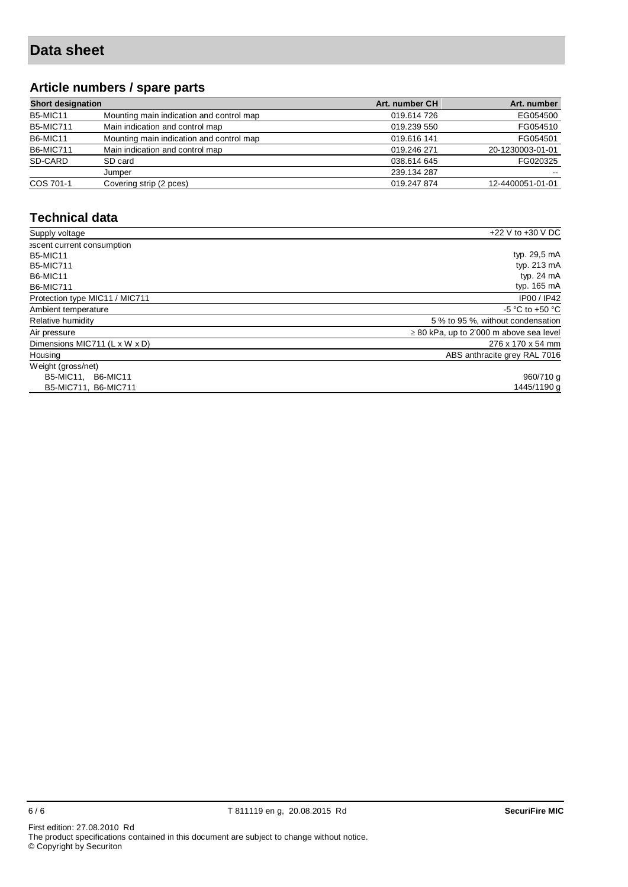# Data sheet

## Article numbers / spare parts

| Short designation | | Art. number CH | Art. number |
|---|---|---|---|
| B5-MIC11 | Mounting main indication and control map | 019.614 726 | EG054500 |
| B5-MIC711 | Main indication and control map | 019.239 550 | FG054510 |
| B6-MIC11 | Mounting main indication and control map | 019.616 141 | FG054501 |
| B6-MIC711 | Main indication and control map | 019.246 271 | 20-1230003-01-01 |
| SD-CARD | SD card | 038.614 645 | FG020325 |
| | Jumper | 239.134 287 | -- |
| COS 701-1 | Covering strip (2 pces) | 019.247 874 | 12-4400051-01-01 |

## Technical data

| | |
|---|---|
| Supply voltage | +22 V to +30 V DC |
| escent current consumption | |
| B5-MIC11 | typ. 29,5 mA |
| B5-MIC711 | typ. 213 mA |
| B6-MIC11 | typ. 24 mA |
| B6-MIC711 | typ. 165 mA |
| Protection type MIC11 / MIC711 | IP00 / IP42 |
| Ambient temperature | -5 °C to +50 °C |
| Relative humidity | 5 % to 95 %, without condensation |
| Air pressure | ≥ 80 kPa, up to 2'000 m above sea level |
| Dimensions MIC711 (L x W x D) | 276 x 170 x 54 mm |
| Housing | ABS anthracite grey RAL 7016 |
| Weight (gross/net) | |
| B5-MIC11, B6-MIC11 | 960/710 g |
| B5-MIC711, B6-MIC711 | 1445/1190 g |

First edition: 27.08.2010 Rd
The product specifications contained in this document are subject to change without notice.
© Copyright by Securiton